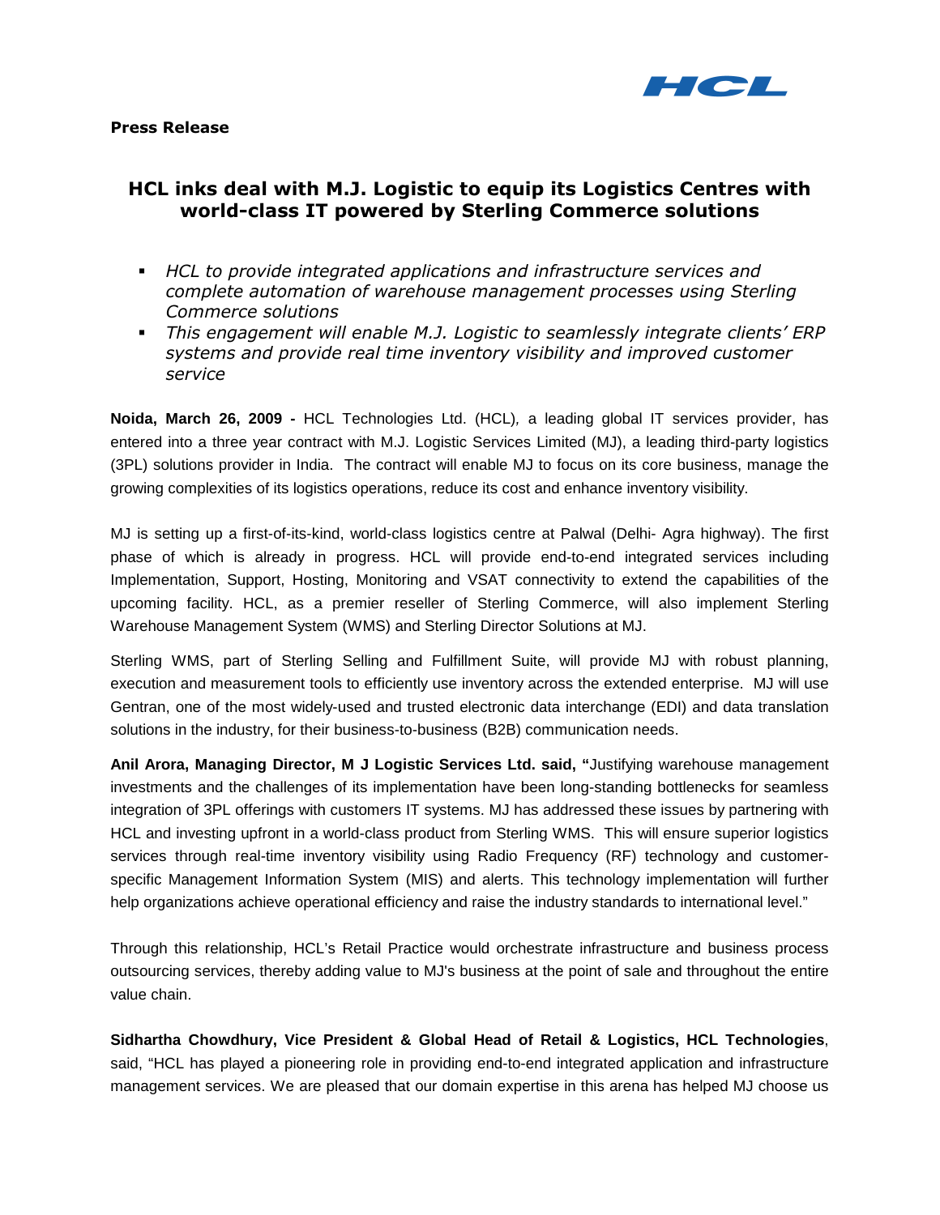**Press Release**

# HCL inks deal with M.J. Logistic to equip its Logistics Centres with world-class IT powered by Sterling Commerce solutions

- *HCL to provide integrated applications and infrastructure services and complete automation of warehouse management processes using Sterling Commerce solutions*
- *This engagement will enable M.J. Logistic to seamlessly integrate clients' ERP systems and provide real time inventory visibility and improved customer service*

**Noida, March 26, 2009 -** HCL Technologies Ltd. (HCL), a leading global IT services provider, has entered into a three year contract with M.J. Logistic Services Limited (MJ), a leading third-party logistics (3PL) solutions provider in India. The contract will enable MJ to focus on its core business, manage the growing complexities of its logistics operations, reduce its cost and enhance inventory visibility.

MJ is setting up a first-of-its-kind, world-class logistics centre at Palwal (Delhi- Agra highway). The first phase of which is already in progress. HCL will provide end-to-end integrated services including Implementation, Support, Hosting, Monitoring and VSAT connectivity to extend the capabilities of the upcoming facility. HCL, as a premier reseller of Sterling Commerce, will also implement Sterling Warehouse Management System (WMS) and Sterling Director Solutions at MJ.

Sterling WMS, part of Sterling Selling and Fulfillment Suite, will provide MJ with robust planning, execution and measurement tools to efficiently use inventory across the extended enterprise. MJ will use Gentran, one of the most widely-used and trusted electronic data interchange (EDI) and data translation solutions in the industry, for their business-to-business (B2B) communication needs.

**Anil Arora, Managing Director, M J Logistic Services Ltd. said, "**Justifying warehouse management investments and the challenges of its implementation have been long-standing bottlenecks for seamless integration of 3PL offerings with customers IT systems. MJ has addressed these issues by partnering with HCL and investing upfront in a world-class product from Sterling WMS. This will ensure superior logistics services through real-time inventory visibility using Radio Frequency (RF) technology and customer-specific Management Information System (MIS) and alerts. This technology implementation will further help organizations achieve operational efficiency and raise the industry standards to international level."

Through this relationship, HCL's Retail Practice would orchestrate infrastructure and business process outsourcing services, thereby adding value to MJ's business at the point of sale and throughout the entire value chain.

**Sidhartha Chowdhury, Vice President & Global Head of Retail & Logistics, HCL Technologies**, said, "HCL has played a pioneering role in providing end-to-end integrated application and infrastructure management services. We are pleased that our domain expertise in this arena has helped MJ choose us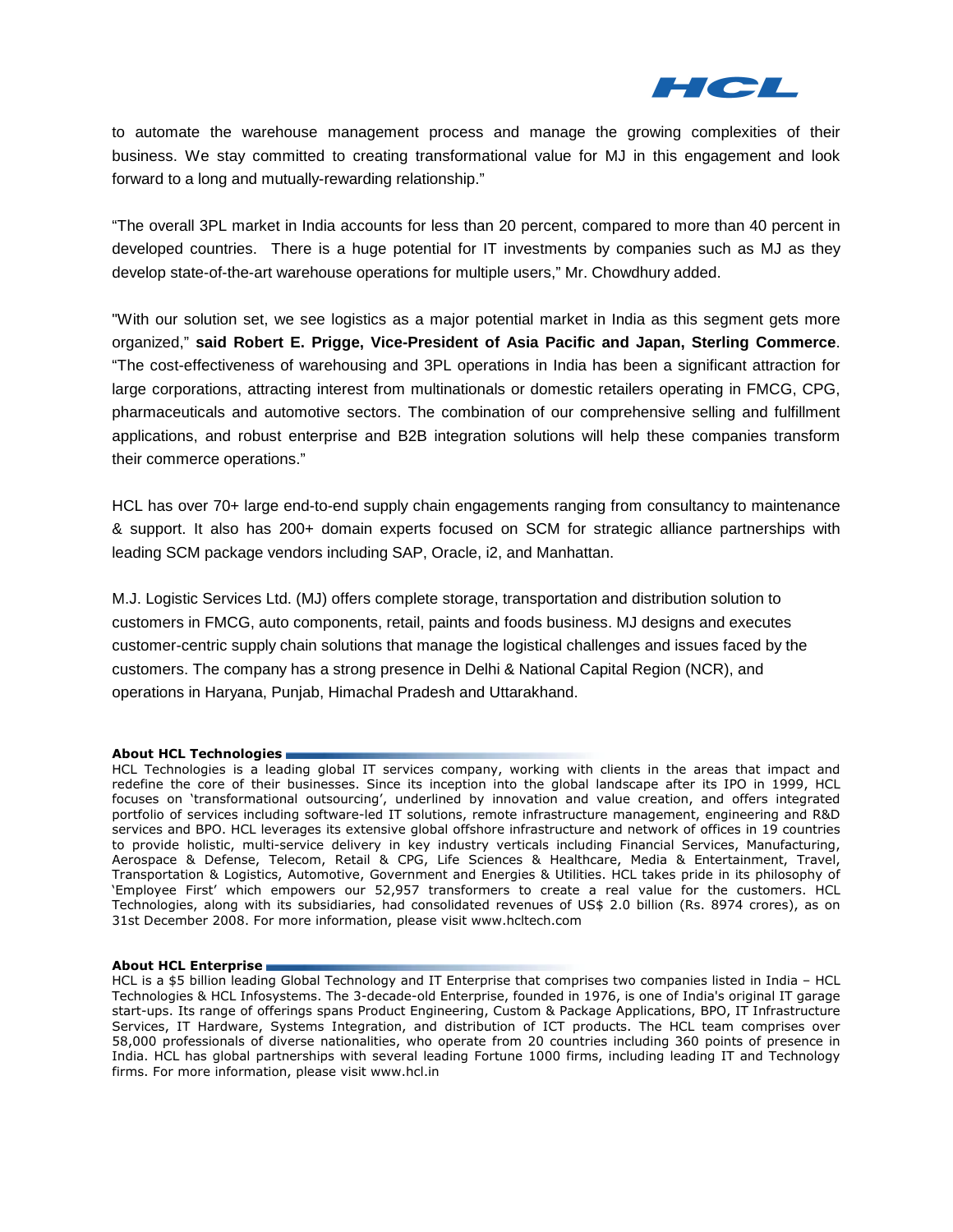to automate the warehouse management process and manage the growing complexities of their business. We stay committed to creating transformational value for MJ in this engagement and look forward to a long and mutually-rewarding relationship."

"The overall 3PL market in India accounts for less than 20 percent, compared to more than 40 percent in developed countries. There is a huge potential for IT investments by companies such as MJ as they develop state-of-the-art warehouse operations for multiple users," Mr. Chowdhury added.

"With our solution set, we see logistics as a major potential market in India as this segment gets more organized," **said Robert E. Prigge, Vice-President of Asia Pacific and Japan, Sterling Commerce**. "The cost-effectiveness of warehousing and 3PL operations in India has been a significant attraction for large corporations, attracting interest from multinationals or domestic retailers operating in FMCG, CPG, pharmaceuticals and automotive sectors. The combination of our comprehensive selling and fulfillment applications, and robust enterprise and B2B integration solutions will help these companies transform their commerce operations."

HCL has over 70+ large end-to-end supply chain engagements ranging from consultancy to maintenance & support. It also has 200+ domain experts focused on SCM for strategic alliance partnerships with leading SCM package vendors including SAP, Oracle, i2, and Manhattan.

M.J. Logistic Services Ltd. (MJ) offers complete storage, transportation and distribution solution to customers in FMCG, auto components, retail, paints and foods business. MJ designs and executes customer-centric supply chain solutions that manage the logistical challenges and issues faced by the customers. The company has a strong presence in Delhi & National Capital Region (NCR), and operations in Haryana, Punjab, Himachal Pradesh and Uttarakhand.

**About HCL Technologies**

HCL Technologies is a leading global IT services company, working with clients in the areas that impact and redefine the core of their businesses. Since its inception into the global landscape after its IPO in 1999, HCL focuses on 'transformational outsourcing', underlined by innovation and value creation, and offers integrated portfolio of services including software-led IT solutions, remote infrastructure management, engineering and R&D services and BPO. HCL leverages its extensive global offshore infrastructure and network of offices in 19 countries to provide holistic, multi-service delivery in key industry verticals including Financial Services, Manufacturing, Aerospace & Defense, Telecom, Retail & CPG, Life Sciences & Healthcare, Media & Entertainment, Travel, Transportation & Logistics, Automotive, Government and Energies & Utilities. HCL takes pride in its philosophy of 'Employee First' which empowers our 52,957 transformers to create a real value for the customers. HCL Technologies, along with its subsidiaries, had consolidated revenues of US$ 2.0 billion (Rs. 8974 crores), as on 31st December 2008. For more information, please visit www.hcltech.com

**About HCL Enterprise**

HCL is a $5 billion leading Global Technology and IT Enterprise that comprises two companies listed in India – HCL Technologies & HCL Infosystems. The 3-decade-old Enterprise, founded in 1976, is one of India's original IT garage start-ups. Its range of offerings spans Product Engineering, Custom & Package Applications, BPO, IT Infrastructure Services, IT Hardware, Systems Integration, and distribution of ICT products. The HCL team comprises over 58,000 professionals of diverse nationalities, who operate from 20 countries including 360 points of presence in India. HCL has global partnerships with several leading Fortune 1000 firms, including leading IT and Technology firms. For more information, please visit www.hcl.in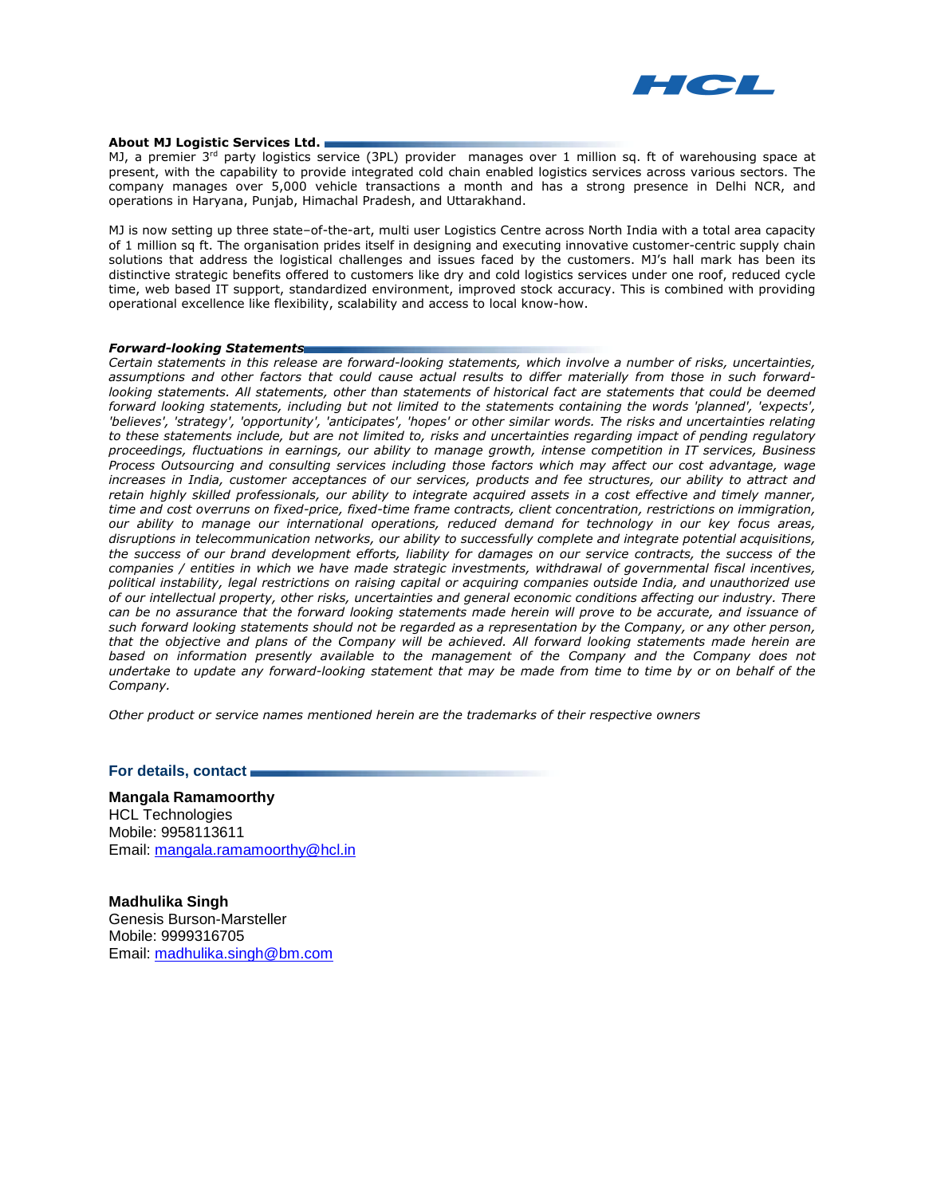**About MJ Logistic Services Ltd.**

MJ, a premier 3rd party logistics service (3PL) provider manages over 1 million sq. ft of warehousing space at present, with the capability to provide integrated cold chain enabled logistics services across various sectors. The company manages over 5,000 vehicle transactions a month and has a strong presence in Delhi NCR, and operations in Haryana, Punjab, Himachal Pradesh, and Uttarakhand.

MJ is now setting up three state–of-the-art, multi user Logistics Centre across North India with a total area capacity of 1 million sq ft. The organisation prides itself in designing and executing innovative customer-centric supply chain solutions that address the logistical challenges and issues faced by the customers. MJ's hall mark has been its distinctive strategic benefits offered to customers like dry and cold logistics services under one roof, reduced cycle time, web based IT support, standardized environment, improved stock accuracy. This is combined with providing operational excellence like flexibility, scalability and access to local know-how.

***Forward-looking Statements***

*Certain statements in this release are forward-looking statements, which involve a number of risks, uncertainties, assumptions and other factors that could cause actual results to differ materially from those in such forward-looking statements. All statements, other than statements of historical fact are statements that could be deemed forward looking statements, including but not limited to the statements containing the words 'planned', 'expects', 'believes', 'strategy', 'opportunity', 'anticipates', 'hopes' or other similar words. The risks and uncertainties relating to these statements include, but are not limited to, risks and uncertainties regarding impact of pending regulatory proceedings, fluctuations in earnings, our ability to manage growth, intense competition in IT services, Business Process Outsourcing and consulting services including those factors which may affect our cost advantage, wage increases in India, customer acceptances of our services, products and fee structures, our ability to attract and retain highly skilled professionals, our ability to integrate acquired assets in a cost effective and timely manner, time and cost overruns on fixed-price, fixed-time frame contracts, client concentration, restrictions on immigration, our ability to manage our international operations, reduced demand for technology in our key focus areas, disruptions in telecommunication networks, our ability to successfully complete and integrate potential acquisitions, the success of our brand development efforts, liability for damages on our service contracts, the success of the companies / entities in which we have made strategic investments, withdrawal of governmental fiscal incentives, political instability, legal restrictions on raising capital or acquiring companies outside India, and unauthorized use of our intellectual property, other risks, uncertainties and general economic conditions affecting our industry. There can be no assurance that the forward looking statements made herein will prove to be accurate, and issuance of such forward looking statements should not be regarded as a representation by the Company, or any other person, that the objective and plans of the Company will be achieved. All forward looking statements made herein are based on information presently available to the management of the Company and the Company does not undertake to update any forward-looking statement that may be made from time to time by or on behalf of the Company.*

*Other product or service names mentioned herein are the trademarks of their respective owners*

**For details, contact**

**Mangala Ramamoorthy**
HCL Technologies
Mobile: 9958113611
Email: mangala.ramamoorthy@hcl.in

**Madhulika Singh**
Genesis Burson-Marsteller
Mobile: 9999316705
Email: madhulika.singh@bm.com